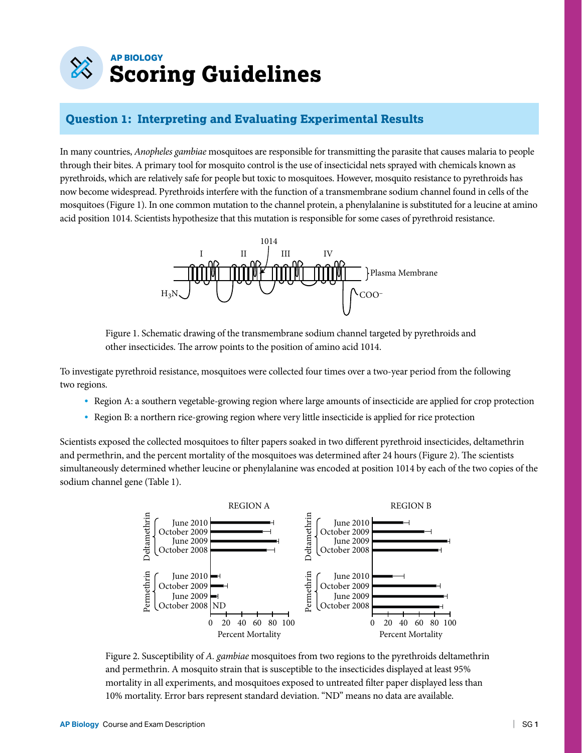AP BIOLOGY

# Scoring Guidelines

## Question 1: Interpreting and Evaluating Experimental Results

In many countries, *Anopheles gambiae* mosquitoes are responsible for transmitting the parasite that causes malaria to people through their bites. A primary tool for mosquito control is the use of insecticidal nets sprayed with chemicals known as pyrethroids, which are relatively safe for people but toxic to mosquitoes. However, mosquito resistance to pyrethroids has now become widespread. Pyrethroids interfere with the function of a transmembrane sodium channel found in cells of the mosquitoes (Figure 1). In one common mutation to the channel protein, a phenylalanine is substituted for a leucine at amino acid position 1014. Scientists hypothesize that this mutation is responsible for some cases of pyrethroid resistance.

Figure 1. Schematic drawing of the transmembrane sodium channel targeted by pyrethroids and other insecticides. The arrow points to the position of amino acid 1014.

To investigate pyrethroid resistance, mosquitoes were collected four times over a two-year period from the following two regions.

- Region A: a southern vegetable-growing region where large amounts of insecticide are applied for crop protection
- Region B: a northern rice-growing region where very little insecticide is applied for rice protection

Scientists exposed the collected mosquitoes to filter papers soaked in two different pyrethroid insecticides, deltamethrin and permethrin, and the percent mortality of the mosquitoes was determined after 24 hours (Figure 2). The scientists simultaneously determined whether leucine or phenylalanine was encoded at position 1014 by each of the two copies of the sodium channel gene (Table 1).

Figure 2. Susceptibility of *A. gambiae* mosquitoes from two regions to the pyrethroids deltamethrin and permethrin. A mosquito strain that is susceptible to the insecticides displayed at least 95% mortality in all experiments, and mosquitoes exposed to untreated filter paper displayed less than 10% mortality. Error bars represent standard deviation. "ND" means no data are available.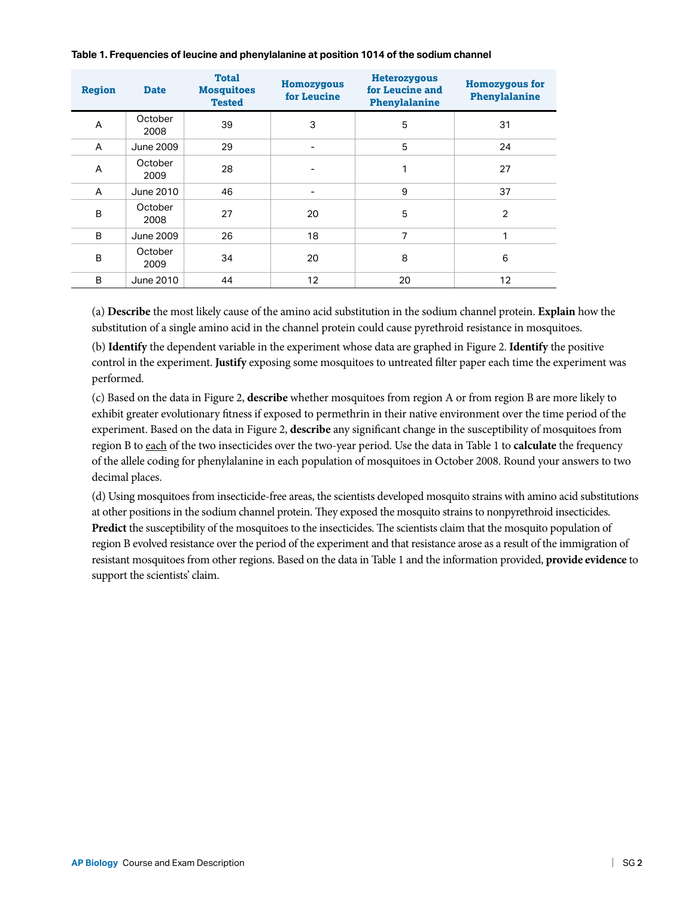**Table 1. Frequencies of leucine and phenylalanine at position 1014 of the sodium channel**

| Region | Date | Total Mosquitoes Tested | Homozygous for Leucine | Heterozygous for Leucine and Phenylalanine | Homozygous for Phenylalanine |
|---|---|---|---|---|---|
| A | October 2008 | 39 | 3 | 5 | 31 |
| A | June 2009 | 29 | - | 5 | 24 |
| A | October 2009 | 28 | - | 1 | 27 |
| A | June 2010 | 46 | - | 9 | 37 |
| B | October 2008 | 27 | 20 | 5 | 2 |
| B | June 2009 | 26 | 18 | 7 | 1 |
| B | October 2009 | 34 | 20 | 8 | 6 |
| B | June 2010 | 44 | 12 | 20 | 12 |

(a) **Describe** the most likely cause of the amino acid substitution in the sodium channel protein. **Explain** how the substitution of a single amino acid in the channel protein could cause pyrethroid resistance in mosquitoes.

(b) **Identify** the dependent variable in the experiment whose data are graphed in Figure 2. **Identify** the positive control in the experiment. **Justify** exposing some mosquitoes to untreated filter paper each time the experiment was performed.

(c) Based on the data in Figure 2, **describe** whether mosquitoes from region A or from region B are more likely to exhibit greater evolutionary fitness if exposed to permethrin in their native environment over the time period of the experiment. Based on the data in Figure 2, **describe** any significant change in the susceptibility of mosquitoes from region B to each of the two insecticides over the two-year period. Use the data in Table 1 to **calculate** the frequency of the allele coding for phenylalanine in each population of mosquitoes in October 2008. Round your answers to two decimal places.

(d) Using mosquitoes from insecticide-free areas, the scientists developed mosquito strains with amino acid substitutions at other positions in the sodium channel protein. They exposed the mosquito strains to nonpyrethroid insecticides. **Predict** the susceptibility of the mosquitoes to the insecticides. The scientists claim that the mosquito population of region B evolved resistance over the period of the experiment and that resistance arose as a result of the immigration of resistant mosquitoes from other regions. Based on the data in Table 1 and the information provided, **provide evidence** to support the scientists' claim.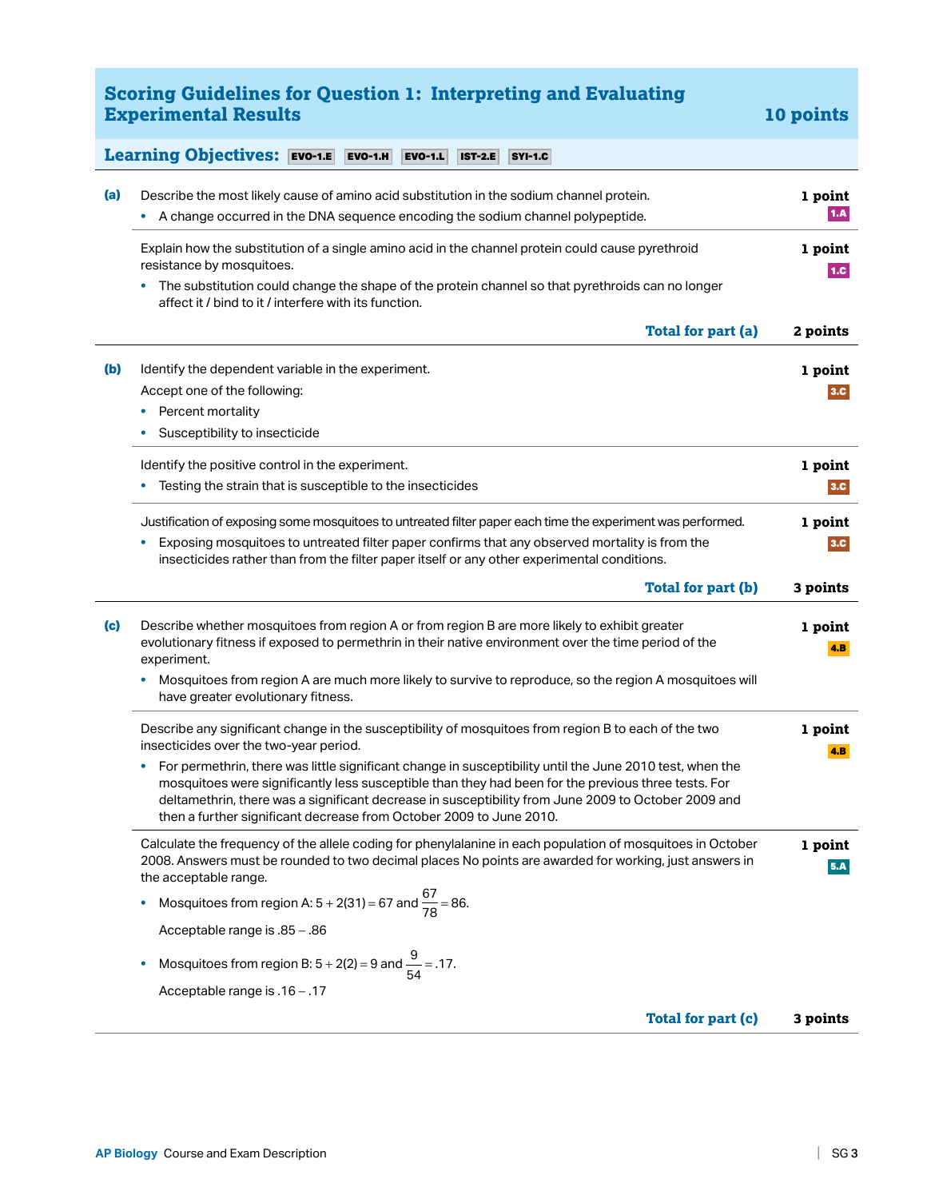## Scoring Guidelines for Question 1: Interpreting and Evaluating Experimental Results — 10 points

**Learning Objectives:** EVO-1.E EVO-1.H EVO-1.L IST-2.E SYI-1.C

**(a)** Describe the most likely cause of amino acid substitution in the sodium channel protein. — **1 point** (1.A)

- A change occurred in the DNA sequence encoding the sodium channel polypeptide.

Explain how the substitution of a single amino acid in the channel protein could cause pyrethroid resistance by mosquitoes. — **1 point** (1.C)

- The substitution could change the shape of the protein channel so that pyrethroids can no longer affect it / bind to it / interfere with its function.

**Total for part (a) — 2 points**

---

**(b)** Identify the dependent variable in the experiment. — **1 point** (3.C)

Accept one of the following:

- Percent mortality
- Susceptibility to insecticide

Identify the positive control in the experiment. — **1 point** (3.C)

- Testing the strain that is susceptible to the insecticides

Justification of exposing some mosquitoes to untreated filter paper each time the experiment was performed. — **1 point** (3.C)

- Exposing mosquitoes to untreated filter paper confirms that any observed mortality is from the insecticides rather than from the filter paper itself or any other experimental conditions.

**Total for part (b) — 3 points**

---

**(c)** Describe whether mosquitoes from region A or from region B are more likely to exhibit greater evolutionary fitness if exposed to permethrin in their native environment over the time period of the experiment. — **1 point** (4.B)

- Mosquitoes from region A are much more likely to survive to reproduce, so the region A mosquitoes will have greater evolutionary fitness.

Describe any significant change in the susceptibility of mosquitoes from region B to each of the two insecticides over the two-year period. — **1 point** (4.B)

- For permethrin, there was little significant change in susceptibility until the June 2010 test, when the mosquitoes were significantly less susceptible than they had been for the previous three tests. For deltamethrin, there was a significant decrease in susceptibility from June 2009 to October 2009 and then a further significant decrease from October 2009 to June 2010.

Calculate the frequency of the allele coding for phenylalanine in each population of mosquitoes in October 2008. Answers must be rounded to two decimal places No points are awarded for working, just answers in the acceptable range. — **1 point** (5.A)

- Mosquitoes from region A: $5 + 2(31) = 67$ and $\frac{67}{78} = .86$.

  Acceptable range is .85 – .86

- Mosquitoes from region B: $5 + 2(2) = 9$ and $\frac{9}{54} = .17$.

  Acceptable range is .16 – .17

**Total for part (c) — 3 points**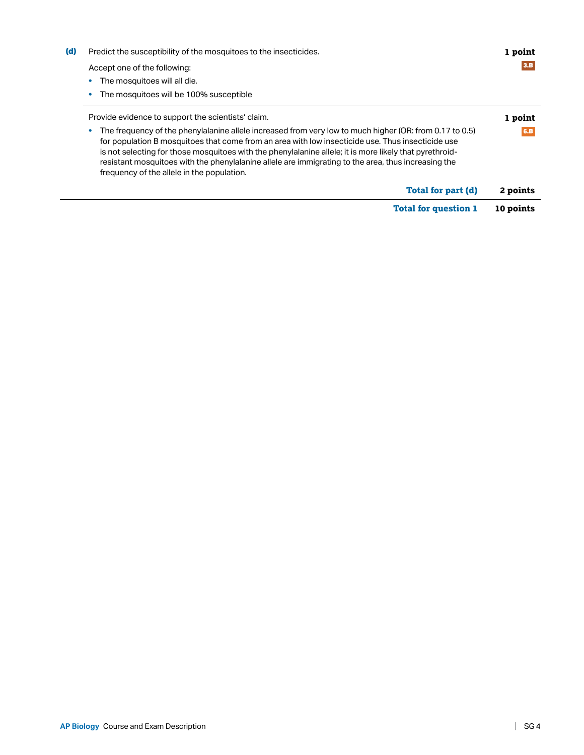**(d)** Predict the susceptibility of the mosquitoes to the insecticides. **1 point** 3.B

Accept one of the following:

- The mosquitoes will all die.
- The mosquitoes will be 100% susceptible

---

Provide evidence to support the scientists' claim. **1 point** 6.B

- The frequency of the phenylalanine allele increased from very low to much higher (OR: from 0.17 to 0.5) for population B mosquitoes that come from an area with low insecticide use. Thus insecticide use is not selecting for those mosquitoes with the phenylalanine allele; it is more likely that pyrethroid-resistant mosquitoes with the phenylalanine allele are immigrating to the area, thus increasing the frequency of the allele in the population.

**Total for part (d)** **2 points**

---

**Total for question 1** **10 points**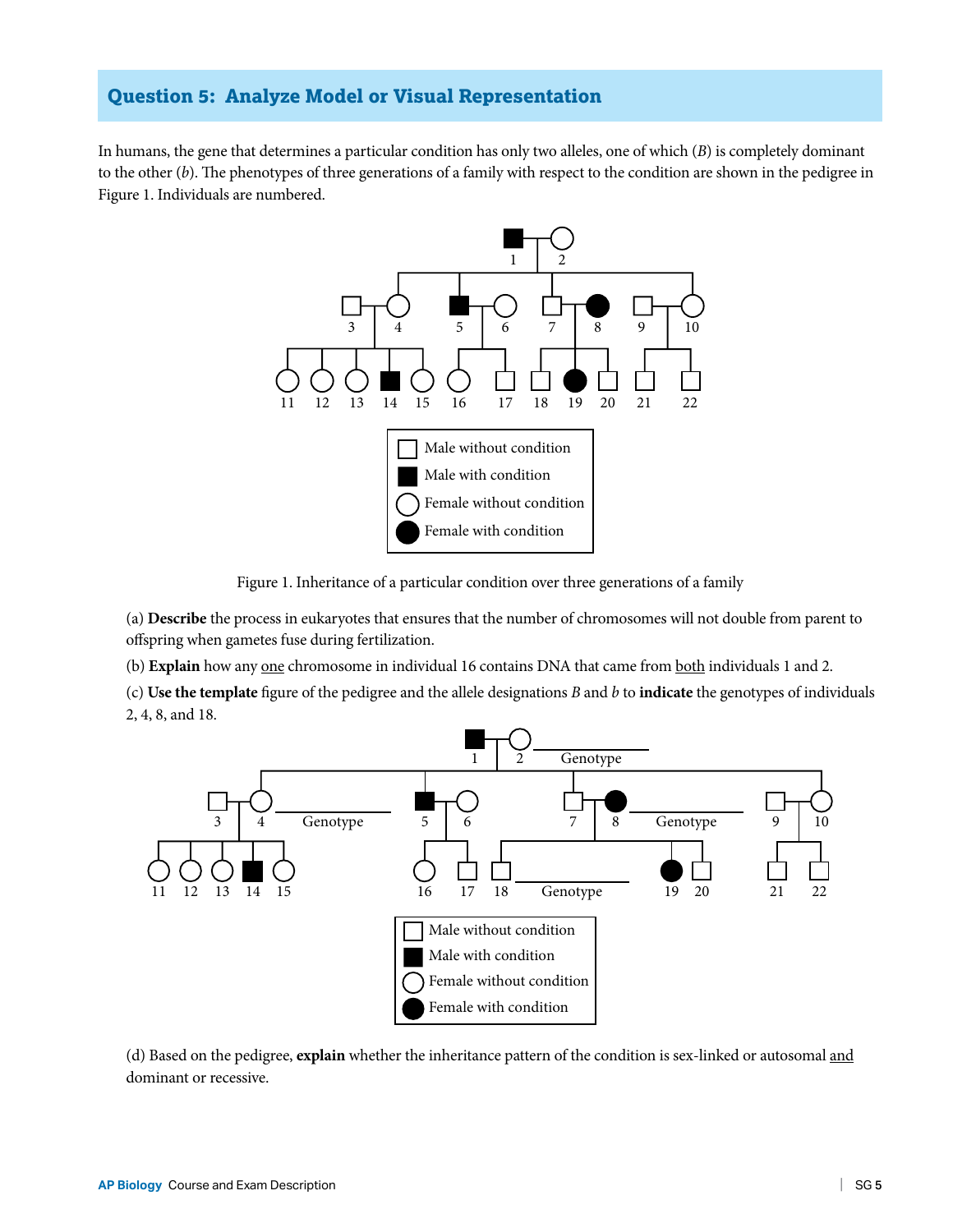## Question 5: Analyze Model or Visual Representation

In humans, the gene that determines a particular condition has only two alleles, one of which ($B$) is completely dominant to the other ($b$). The phenotypes of three generations of a family with respect to the condition are shown in the pedigree in Figure 1. Individuals are numbered.

Male without condition
Male with condition
Female without condition
Female with condition

Figure 1. Inheritance of a particular condition over three generations of a family

(a) **Describe** the process in eukaryotes that ensures that the number of chromosomes will not double from parent to offspring when gametes fuse during fertilization.

(b) **Explain** how any one chromosome in individual 16 contains DNA that came from both individuals 1 and 2.

(c) **Use the template** figure of the pedigree and the allele designations $B$ and $b$ to **indicate** the genotypes of individuals 2, 4, 8, and 18.

Genotype ______ (individual 2)

Genotype ______ (individual 4)

Genotype ______ (individual 8)

Genotype ______ (individual 18)

Male without condition
Male with condition
Female without condition
Female with condition

(d) Based on the pedigree, **explain** whether the inheritance pattern of the condition is sex-linked or autosomal and dominant or recessive.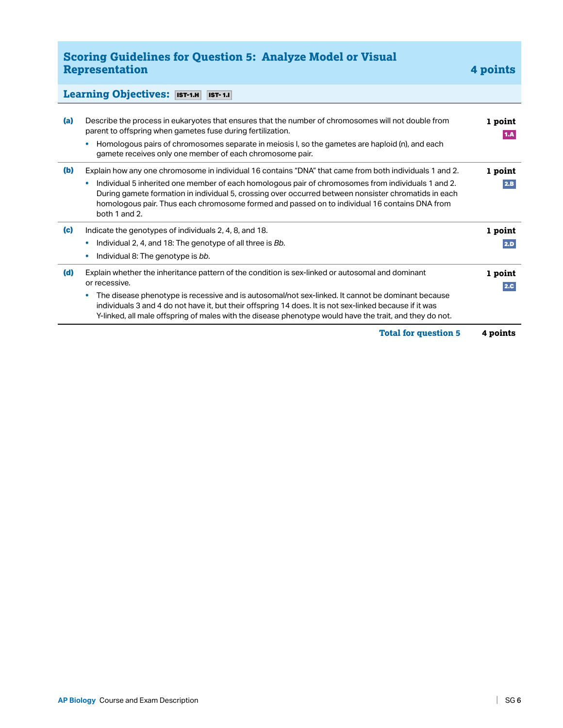## Scoring Guidelines for Question 5: Analyze Model or Visual Representation — 4 points

### Learning Objectives: IST-1.H IST- 1.I

**(a)** Describe the process in eukaryotes that ensures that the number of chromosomes will not double from parent to offspring when gametes fuse during fertilization. — **1 point** (1.A)

- Homologous pairs of chromosomes separate in meiosis I, so the gametes are haploid (n), and each gamete receives only one member of each chromosome pair.

**(b)** Explain how any one chromosome in individual 16 contains "DNA" that came from both individuals 1 and 2. — **1 point** (2.B)

- Individual 5 inherited one member of each homologous pair of chromosomes from individuals 1 and 2. During gamete formation in individual 5, crossing over occurred between nonsister chromatids in each homologous pair. Thus each chromosome formed and passed on to individual 16 contains DNA from both 1 and 2.

**(c)** Indicate the genotypes of individuals 2, 4, 8, and 18. — **1 point** (2.D)

- Individual 2, 4, and 18: The genotype of all three is *Bb*.
- Individual 8: The genotype is *bb*.

**(d)** Explain whether the inheritance pattern of the condition is sex-linked or autosomal and dominant or recessive. — **1 point** (2.C)

- The disease phenotype is recessive and is autosomal/not sex-linked. It cannot be dominant because individuals 3 and 4 do not have it, but their offspring 14 does. It is not sex-linked because if it was Y-linked, all male offspring of males with the disease phenotype would have the trait, and they do not.

**Total for question 5 — 4 points**